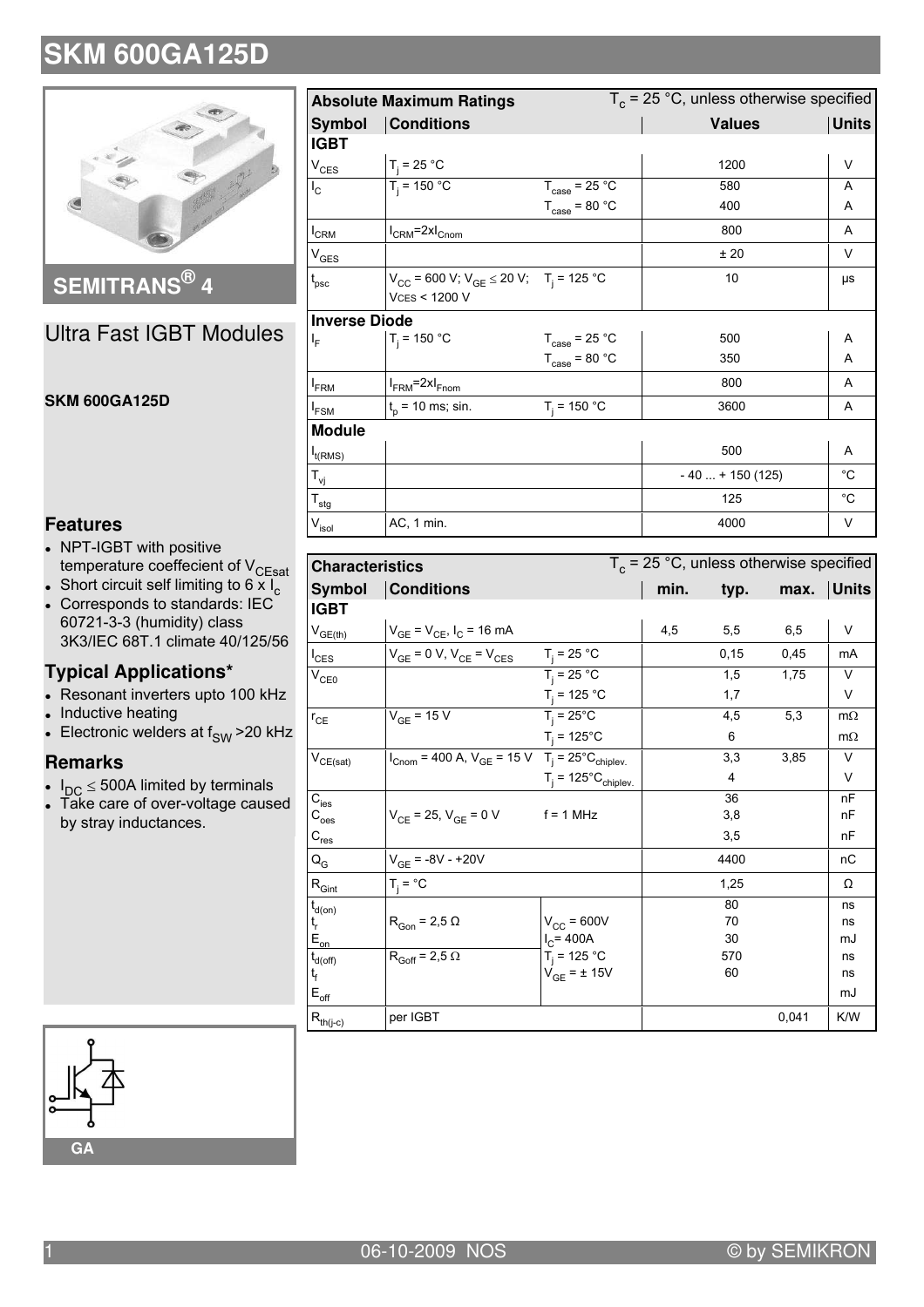# SKM 600GA125D

**SEMITRANS® 4**

## Ultra Fast IGBT Modules

**SKM 600GA125D**

### Features

- NPT-IGBT with positive temperature coeffecient of $V_{CEsat}$
- Short circuit self limiting to 6 x $I_c$
- Corresponds to standards: IEC 60721-3-3 (humidity) class 3K3/IEC 68T.1 climate 40/125/56

### Typical Applications*

- Resonant inverters upto 100 kHz
- Inductive heating
- Electronic welders at $f_{SW}$ >20 kHz

### Remarks

- $I_{DC} \leq$ 500A limited by terminals
- Take care of over-voltage caused by stray inductances.

GA

| Absolute Maximum Ratings | | $T_c$ = 25 °C, unless otherwise specified | | |
|---|---|---|---|---|
| **Symbol** | **Conditions** | | **Values** | **Units** |
| **IGBT** | | | | |
| $V_{CES}$ | $T_j$ = 25 °C | | 1200 | V |
| $I_C$ | $T_j$ = 150 °C | $T_{case}$ = 25 °C | 580 | A |
| | | $T_{case}$ = 80 °C | 400 | A |
| $I_{CRM}$ | $I_{CRM}$=2x$I_{Cnom}$ | | 800 | A |
| $V_{GES}$ | | | ± 20 | V |
| $t_{psc}$ | $V_{CC}$ = 600 V; $V_{GE} \leq$ 20 V; VCES < 1200 V | $T_j$ = 125 °C | 10 | µs |
| **Inverse Diode** | | | | |
| $I_F$ | $T_j$ = 150 °C | $T_{case}$ = 25 °C | 500 | A |
| | | $T_{case}$ = 80 °C | 350 | A |
| $I_{FRM}$ | $I_{FRM}$=2x$I_{Fnom}$ | | 800 | A |
| $I_{FSM}$ | $t_p$ = 10 ms; sin. | $T_j$ = 150 °C | 3600 | A |
| **Module** | | | | |
| $I_{t(RMS)}$ | | | 500 | A |
| $T_{vj}$ | | | - 40 ... + 150 (125) | °C |
| $T_{stg}$ | | | 125 | °C |
| $V_{isol}$ | AC, 1 min. | | 4000 | V |

| Characteristics | | $T_c$ = 25 °C, unless otherwise specified | | | | |
|---|---|---|---|---|---|---|
| **Symbol** | **Conditions** | | **min.** | **typ.** | **max.** | **Units** |
| **IGBT** | | | | | | |
| $V_{GE(th)}$ | $V_{GE}$ = $V_{CE}$, $I_C$ = 16 mA | | 4,5 | 5,5 | 6,5 | V |
| $I_{CES}$ | $V_{GE}$ = 0 V, $V_{CE}$ = $V_{CES}$ | $T_j$ = 25 °C | | 0,15 | 0,45 | mA |
| $V_{CE0}$ | | $T_j$ = 25 °C | | 1,5 | 1,75 | V |
| | | $T_j$ = 125 °C | | 1,7 | | V |
| $r_{CE}$ | $V_{GE}$ = 15 V | $T_j$ = 25°C | | 4,5 | 5,3 | mΩ |
| | | $T_j$ = 125°C | | 6 | | mΩ |
| $V_{CE(sat)}$ | $I_{Cnom}$ = 400 A, $V_{GE}$ = 15 V | $T_j$ = 25°C$_{chiplev.}$ | | 3,3 | 3,85 | V |
| | | $T_j$ = 125°C$_{chiplev.}$ | | 4 | | V |
| $C_{ies}$ | | | | 36 | | nF |
| $C_{oes}$ | $V_{CE}$ = 25, $V_{GE}$ = 0 V | f = 1 MHz | | 3,8 | | nF |
| $C_{res}$ | | | | 3,5 | | nF |
| $Q_G$ | $V_{GE}$ = -8V - +20V | | | 4400 | | nC |
| $R_{Gint}$ | $T_j$ = °C | | | 1,25 | | Ω |
| $t_{d(on)}$ | | | | 80 | | ns |
| $t_r$ | $R_{Gon}$ = 2,5 Ω | $V_{CC}$ = 600V | | 70 | | ns |
| $E_{on}$ | | $I_C$= 400A | | 30 | | mJ |
| $t_{d(off)}$ | $R_{Goff}$ = 2,5 Ω | $T_j$ = 125 °C | | 570 | | ns |
| $t_f$ | | $V_{GE}$ = ± 15V | | 60 | | ns |
| $E_{off}$ | | | | | | mJ |
| $R_{th(j-c)}$ | per IGBT | | | | 0,041 | K/W |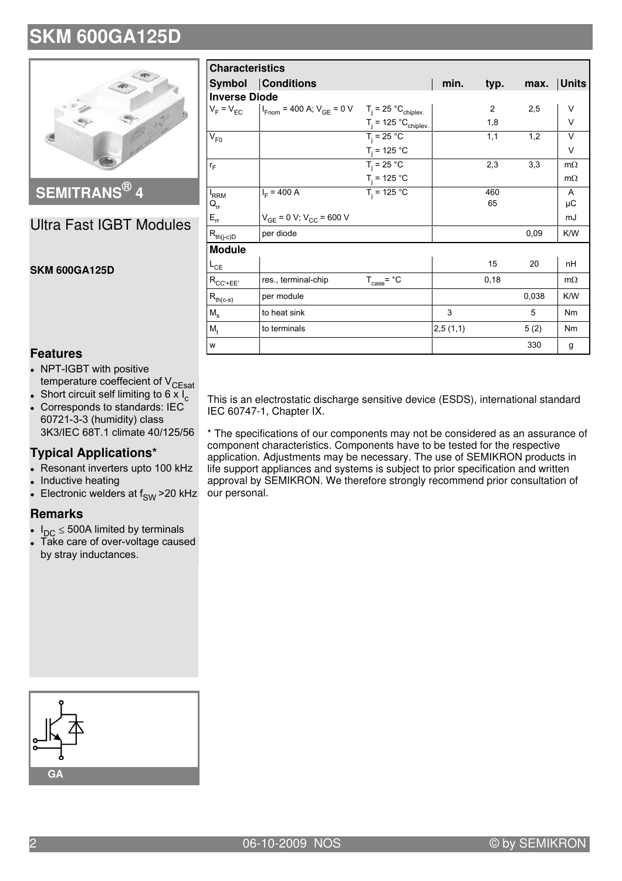# SKM 600GA125D

SEMITRANS® 4

## Ultra Fast IGBT Modules

**SKM 600GA125D**

### Features

- NPT-IGBT with positive temperature coeffecient of $V_{CEsat}$
- Short circuit self limiting to 6 x $I_c$
- Corresponds to standards: IEC 60721-3-3 (humidity) class 3K3/IEC 68T.1 climate 40/125/56

### Typical Applications*

- Resonant inverters upto 100 kHz
- Inductive heating
- Electronic welders at $f_{SW}$ >20 kHz

### Remarks

- $I_{DC} \leq$ 500A limited by terminals
- Take care of over-voltage caused by stray inductances.

GA

| Characteristics | | | | | | |
|---|---|---|---|---|---|---|
| **Symbol** | **Conditions** | | **min.** | **typ.** | **max.** | **Units** |
| **Inverse Diode** | | | | | | |
| $V_F = V_{EC}$ | $I_{Fnom}$ = 400 A; $V_{GE}$ = 0 V | $T_j$ = 25 °$C_{chiplev.}$ | | 2 | 2,5 | V |
| | | $T_j$ = 125 °$C_{chiplev.}$ | | 1,8 | | V |
| $V_{F0}$ | | $T_j$ = 25 °C | | 1,1 | 1,2 | V |
| | | $T_j$ = 125 °C | | | | V |
| $r_F$ | | $T_j$ = 25 °C | | 2,3 | 3,3 | mΩ |
| | | $T_j$ = 125 °C | | | | mΩ |
| $I_{RRM}$ | $I_F$ = 400 A | $T_j$ = 125 °C | | 460 | | A |
| $Q_{rr}$ | | | | 65 | | µC |
| $E_{rr}$ | $V_{GE}$ = 0 V; $V_{CC}$ = 600 V | | | | | mJ |
| $R_{th(j-c)D}$ | per diode | | | | 0,09 | K/W |
| **Module** | | | | | | |
| $L_{CE}$ | | | | 15 | 20 | nH |
| $R_{CC'+EE'}$ | res., terminal-chip | $T_{case}$= °C | | 0,18 | | mΩ |
| $R_{th(c-s)}$ | per module | | | | 0,038 | K/W |
| $M_s$ | to heat sink | | 3 | | 5 | Nm |
| $M_t$ | to terminals | | 2,5 (1,1) | | 5 (2) | Nm |
| w | | | | | 330 | g |

This is an electrostatic discharge sensitive device (ESDS), international standard IEC 60747-1, Chapter IX.

* The specifications of our components may not be considered as an assurance of component characteristics. Components have to be tested for the respective application. Adjustments may be necessary. The use of SEMIKRON products in life support appliances and systems is subject to prior specification and written approval by SEMIKRON. We therefore strongly recommend prior consultation of our personal.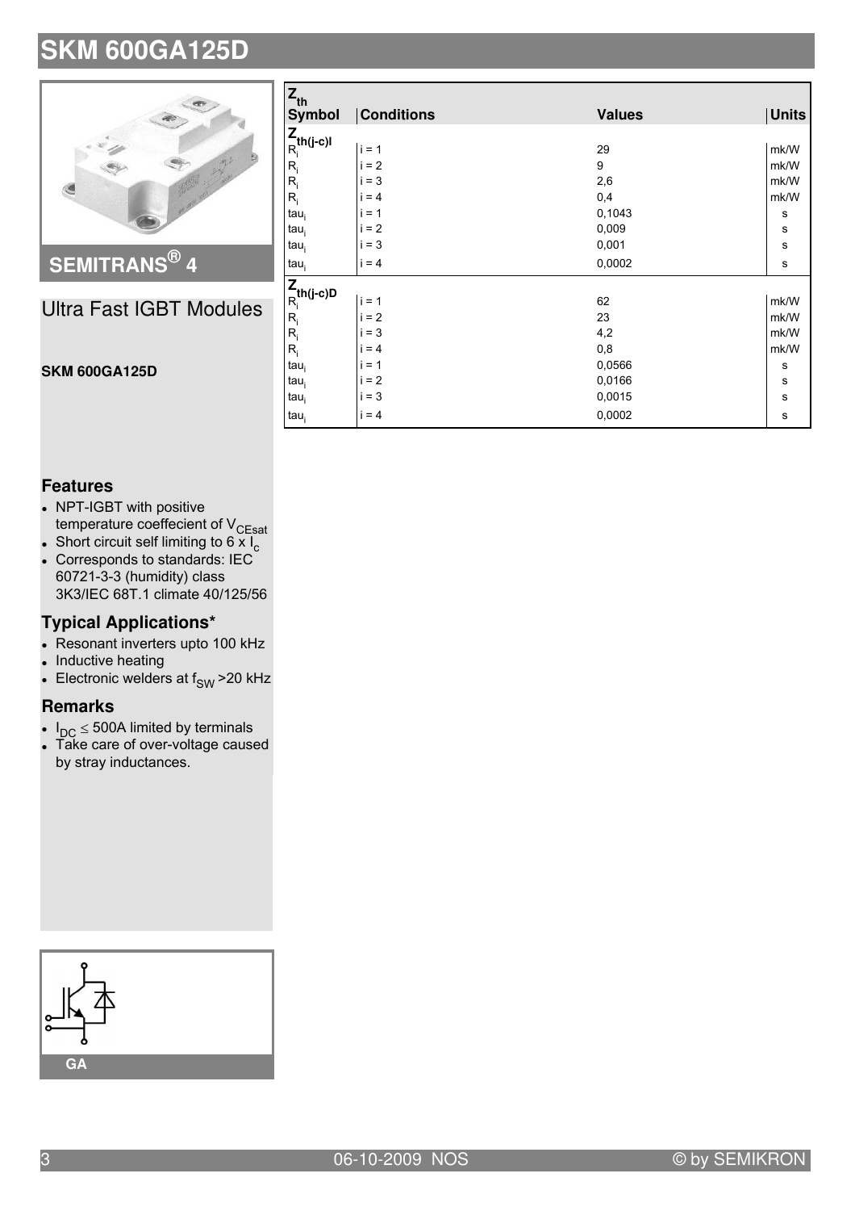# SKM 600GA125D

## SEMITRANS® 4

## Ultra Fast IGBT Modules

**SKM 600GA125D**

### Features

- NPT-IGBT with positive temperature coeffecient of $V_{CEsat}$
- Short circuit self limiting to 6 x $I_c$
- Corresponds to standards: IEC 60721-3-3 (humidity) class 3K3/IEC 68T.1 climate 40/125/56

### Typical Applications*

- Resonant inverters upto 100 kHz
- Inductive heating
- Electronic welders at $f_{SW}$ >20 kHz

### Remarks

- $I_{DC} \leq$ 500A limited by terminals
- Take care of over-voltage caused by stray inductances.

GA

| $Z_{th}$ Symbol | Conditions | Values | Units |
|---|---|---|---|
| $Z_{th(j-c)I}$ | | | |
| $R_i$ | i = 1 | 29 | mk/W |
| $R_i$ | i = 2 | 9 | mk/W |
| $R_i$ | i = 3 | 2,6 | mk/W |
| $R_i$ | i = 4 | 0,4 | mk/W |
| $tau_i$ | i = 1 | 0,1043 | s |
| $tau_i$ | i = 2 | 0,009 | s |
| $tau_i$ | i = 3 | 0,001 | s |
| $tau_i$ | i = 4 | 0,0002 | s |
| $Z_{th(j-c)D}$ | | | |
| $R_i$ | i = 1 | 62 | mk/W |
| $R_i$ | i = 2 | 23 | mk/W |
| $R_i$ | i = 3 | 4,2 | mk/W |
| $R_i$ | i = 4 | 0,8 | mk/W |
| $tau_i$ | i = 1 | 0,0566 | s |
| $tau_i$ | i = 2 | 0,0166 | s |
| $tau_i$ | i = 3 | 0,0015 | s |
| $tau_i$ | i = 4 | 0,0002 | s |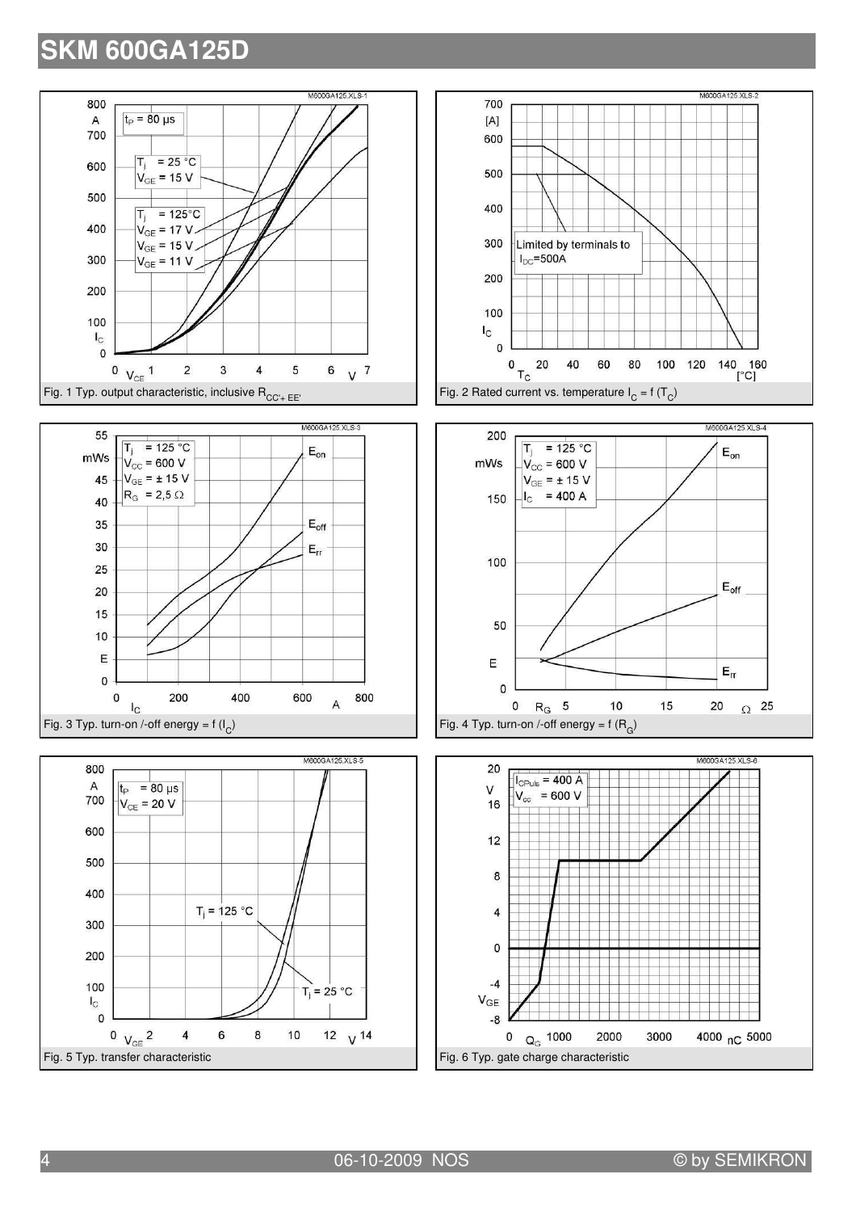# SKM 600GA125D

Fig. 1 Typ. output characteristic, inclusive $R_{CC'+EE'}$

Fig. 2 Rated current vs. temperature $I_C = f(T_C)$

Fig. 3 Typ. turn-on /-off energy = f ($I_C$)

Fig. 4 Typ. turn-on /-off energy = f ($R_G$)

Fig. 5 Typ. transfer characteristic

Fig. 6 Typ. gate charge characteristic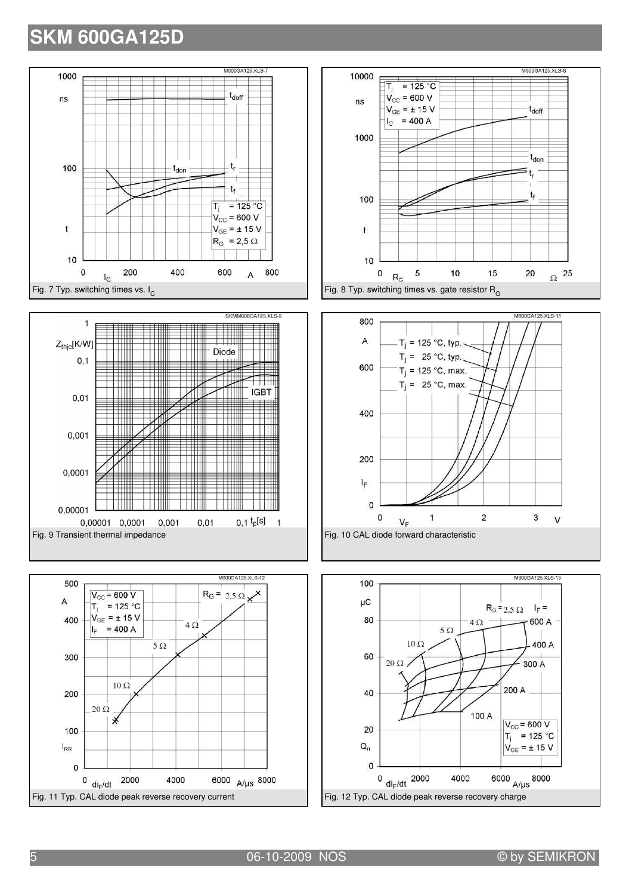# SKM 600GA125D

Fig. 7 Typ. switching times vs. $I_C$

Fig. 8 Typ. switching times vs. gate resistor $R_G$

Fig. 9 Transient thermal impedance

Fig. 10 CAL diode forward characteristic

Fig. 11 Typ. CAL diode peak reverse recovery current

Fig. 12 Typ. CAL diode peak reverse recovery charge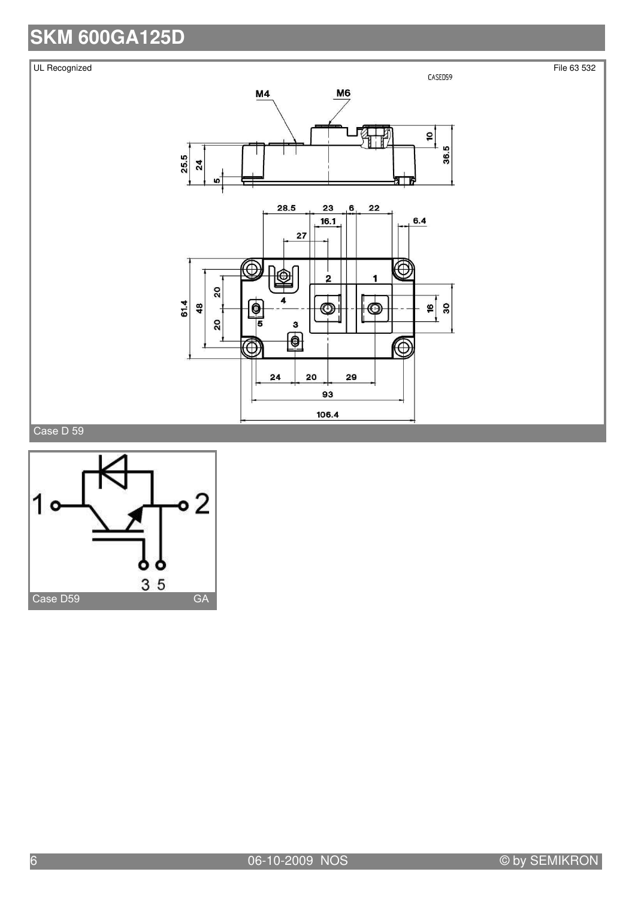# SKM 600GA125D

UL Recognized

File 63 532

CASED59

M4

M6

10

36.5

25.5

24

5

28.5

23

6

22

16.1

6.4

27

2

1

4

61.4

48

20

20

5

3

16

30

24

20

29

93

106.4

Case D 59

1

2

3 5

Case D59

GA